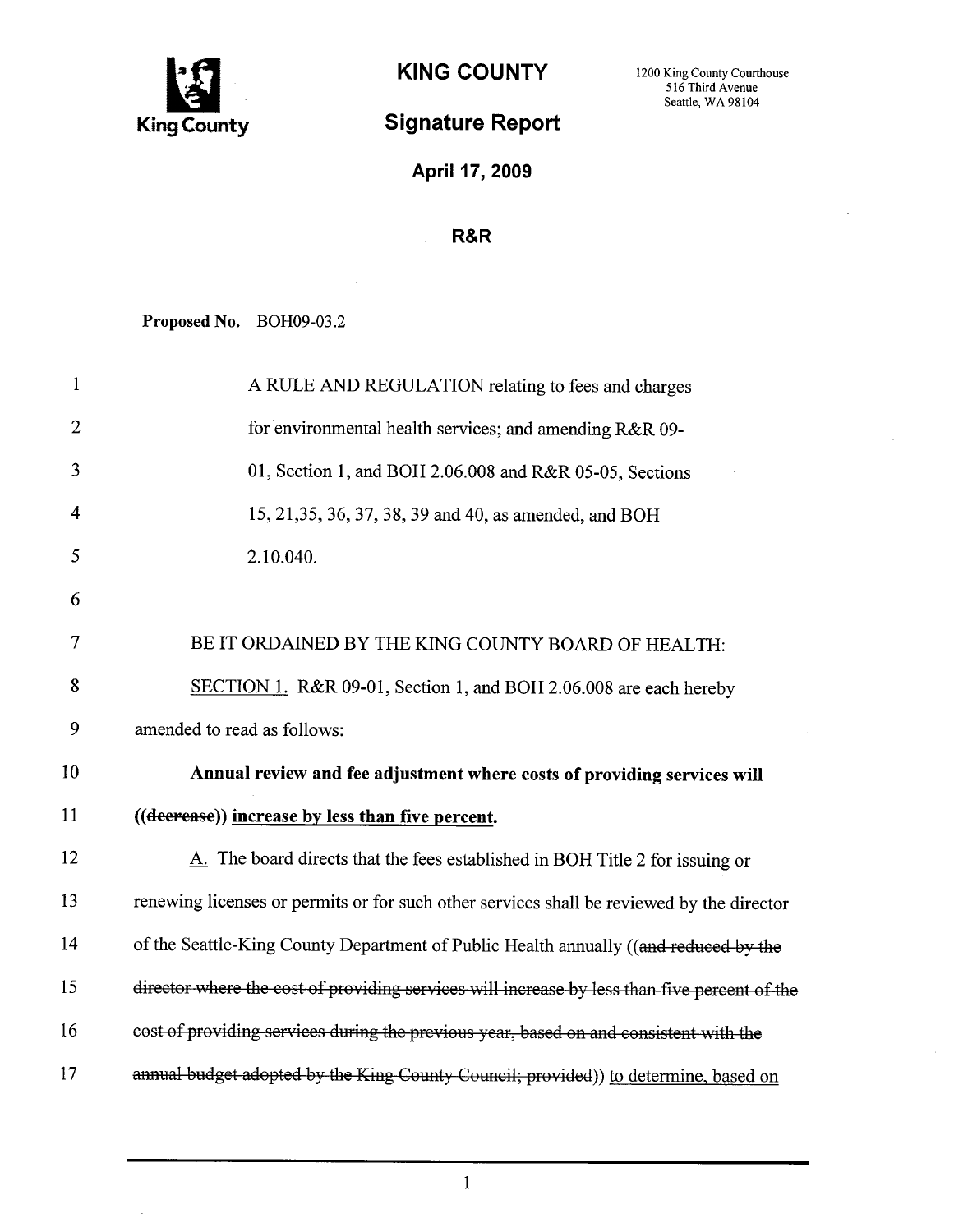# KING COUNTY

1200 King County Courthouse
516 Third Avenue
Seattle, WA 98104

King County

## Signature Report

**April 17, 2009**

**R&R**

**Proposed No.** BOH09-03.2

1 A RULE AND REGULATION relating to fees and charges
2 for environmental health services; and amending R&R 09-
3 01, Section 1, and BOH 2.06.008 and R&R 05-05, Sections
4 15, 21,35, 36, 37, 38, 39 and 40, as amended, and BOH
5 2.10.040.
6
7 BE IT ORDAINED BY THE KING COUNTY BOARD OF HEALTH:
8 <u>SECTION 1.</u> R&R 09-01, Section 1, and BOH 2.06.008 are each hereby
9 amended to read as follows:
10 **Annual review and fee adjustment where costs of providing services will**
11 **((~~decrease~~)) <u>increase by less than five percent</u>.**
12 <u>A.</u> The board directs that the fees established in BOH Title 2 for issuing or
13 renewing licenses or permits or for such other services shall be reviewed by the director
14 of the Seattle-King County Department of Public Health annually ((~~and reduced by the~~
15 ~~director where the cost of providing services will increase by less than five percent of the~~
16 ~~cost of providing services during the previous year, based on and consistent with the~~
17 ~~annual budget adopted by the King County Council; provided~~)) <u>to determine, based on</u>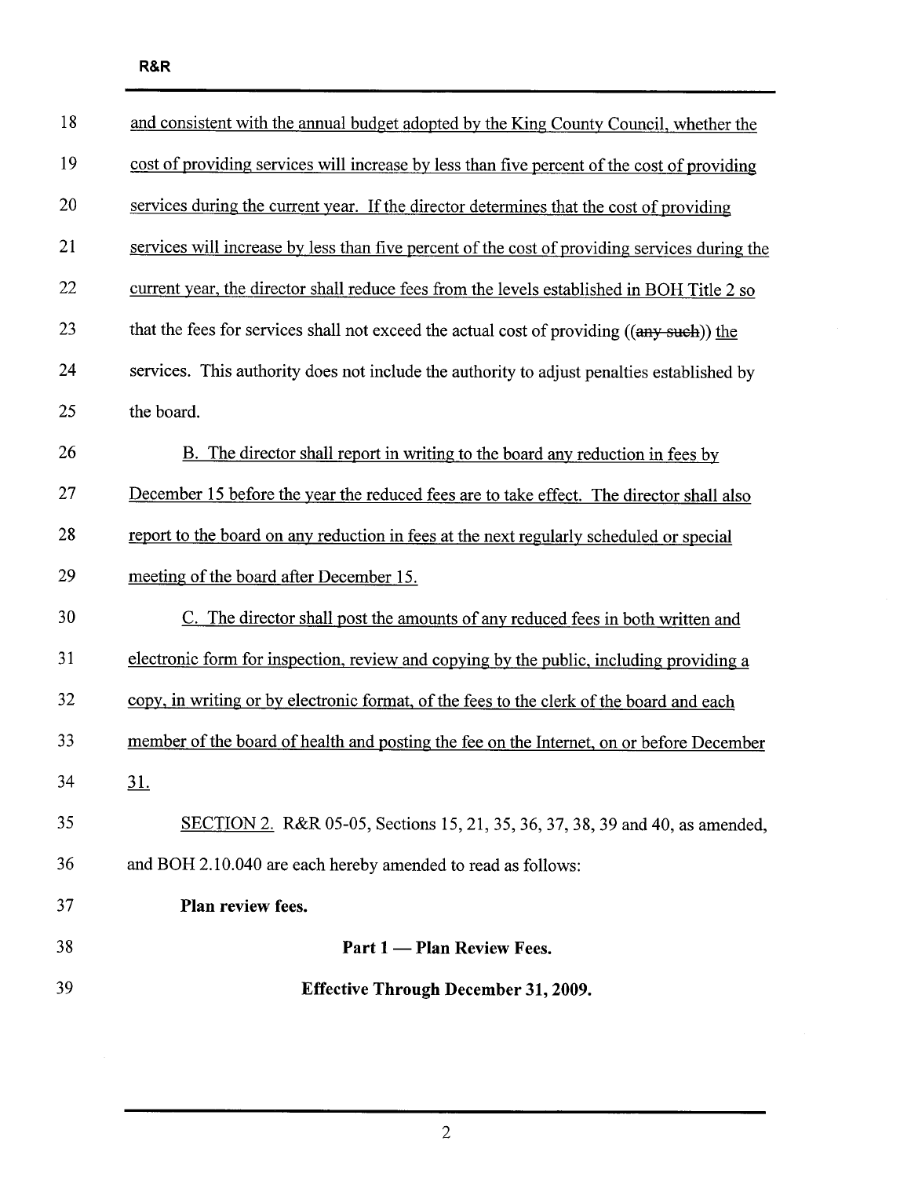and consistent with the annual budget adopted by the King County Council, whether the cost of providing services will increase by less than five percent of the cost of providing services during the current year. If the director determines that the cost of providing services will increase by less than five percent of the cost of providing services during the current year, the director shall reduce fees from the levels established in BOH Title 2 so that the fees for services shall not exceed the actual cost of providing ((~~any such~~)) the services. This authority does not include the authority to adjust penalties established by the board.

B. The director shall report in writing to the board any reduction in fees by December 15 before the year the reduced fees are to take effect. The director shall also report to the board on any reduction in fees at the next regularly scheduled or special meeting of the board after December 15.

C. The director shall post the amounts of any reduced fees in both written and electronic form for inspection, review and copying by the public, including providing a copy, in writing or by electronic format, of the fees to the clerk of the board and each member of the board of health and posting the fee on the Internet, on or before December 31.

SECTION 2. R&R 05-05, Sections 15, 21, 35, 36, 37, 38, 39 and 40, as amended, and BOH 2.10.040 are each hereby amended to read as follows:

**Plan review fees.**

**Part 1 — Plan Review Fees.**

**Effective Through December 31, 2009.**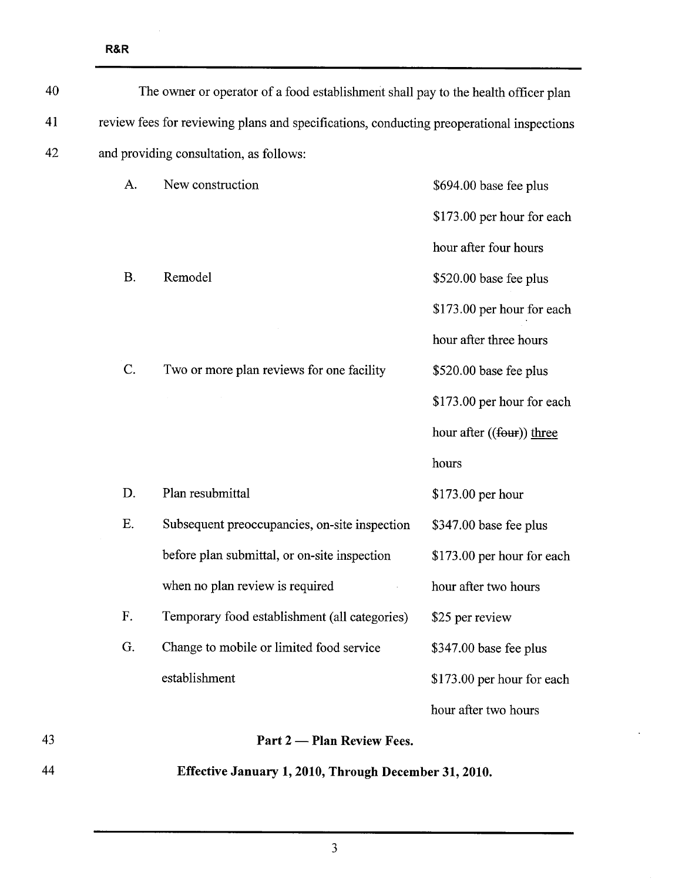The owner or operator of a food establishment shall pay to the health officer plan review fees for reviewing plans and specifications, conducting preoperational inspections and providing consultation, as follows:

| | | |
|---|---|---|
| A. | New construction | $694.00 base fee plus $173.00 per hour for each hour after four hours |
| B. | Remodel | $520.00 base fee plus $173.00 per hour for each hour after three hours |
| C. | Two or more plan reviews for one facility | $520.00 base fee plus $173.00 per hour for each hour after ((~~four~~)) <u>three</u> hours |
| D. | Plan resubmittal | $173.00 per hour |
| E. | Subsequent preoccupancies, on-site inspection before plan submittal, or on-site inspection when no plan review is required | $347.00 base fee plus $173.00 per hour for each hour after two hours |
| F. | Temporary food establishment (all categories) | $25 per review |
| G. | Change to mobile or limited food service establishment | $347.00 base fee plus $173.00 per hour for each hour after two hours |

**Part 2 — Plan Review Fees.**

**Effective January 1, 2010, Through December 31, 2010.**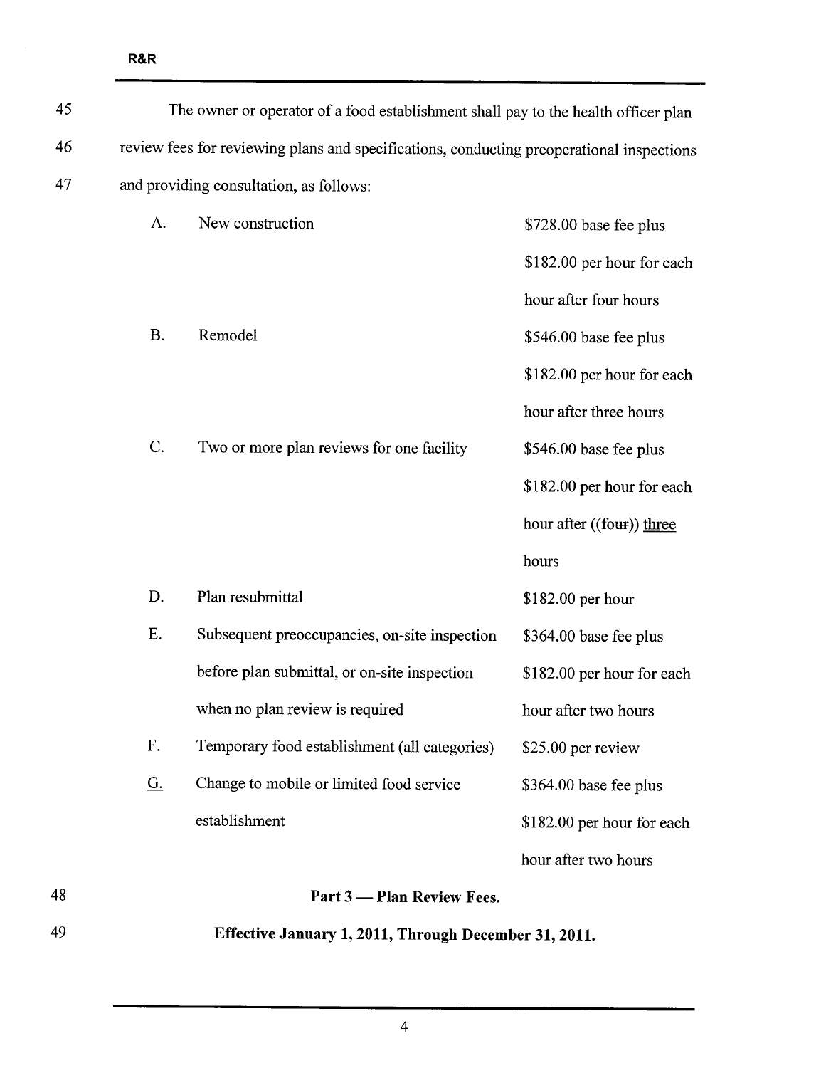45 The owner or operator of a food establishment shall pay to the health officer plan
46 review fees for reviewing plans and specifications, conducting preoperational inspections
47 and providing consultation, as follows:

| | | |
|---|---|---|
| A. | New construction | $728.00 base fee plus $182.00 per hour for each hour after four hours |
| B. | Remodel | $546.00 base fee plus $182.00 per hour for each hour after three hours |
| C. | Two or more plan reviews for one facility | $546.00 base fee plus $182.00 per hour for each hour after ((~~four~~)) <u>three</u> hours |
| D. | Plan resubmittal | $182.00 per hour |
| E. | Subsequent preoccupancies, on-site inspection before plan submittal, or on-site inspection when no plan review is required | $364.00 base fee plus $182.00 per hour for each hour after two hours |
| F. | Temporary food establishment (all categories) | $25.00 per review |
| <u>G.</u> | Change to mobile or limited food service establishment | $364.00 base fee plus $182.00 per hour for each hour after two hours |

48 **Part 3 — Plan Review Fees.**

49 **Effective January 1, 2011, Through December 31, 2011.**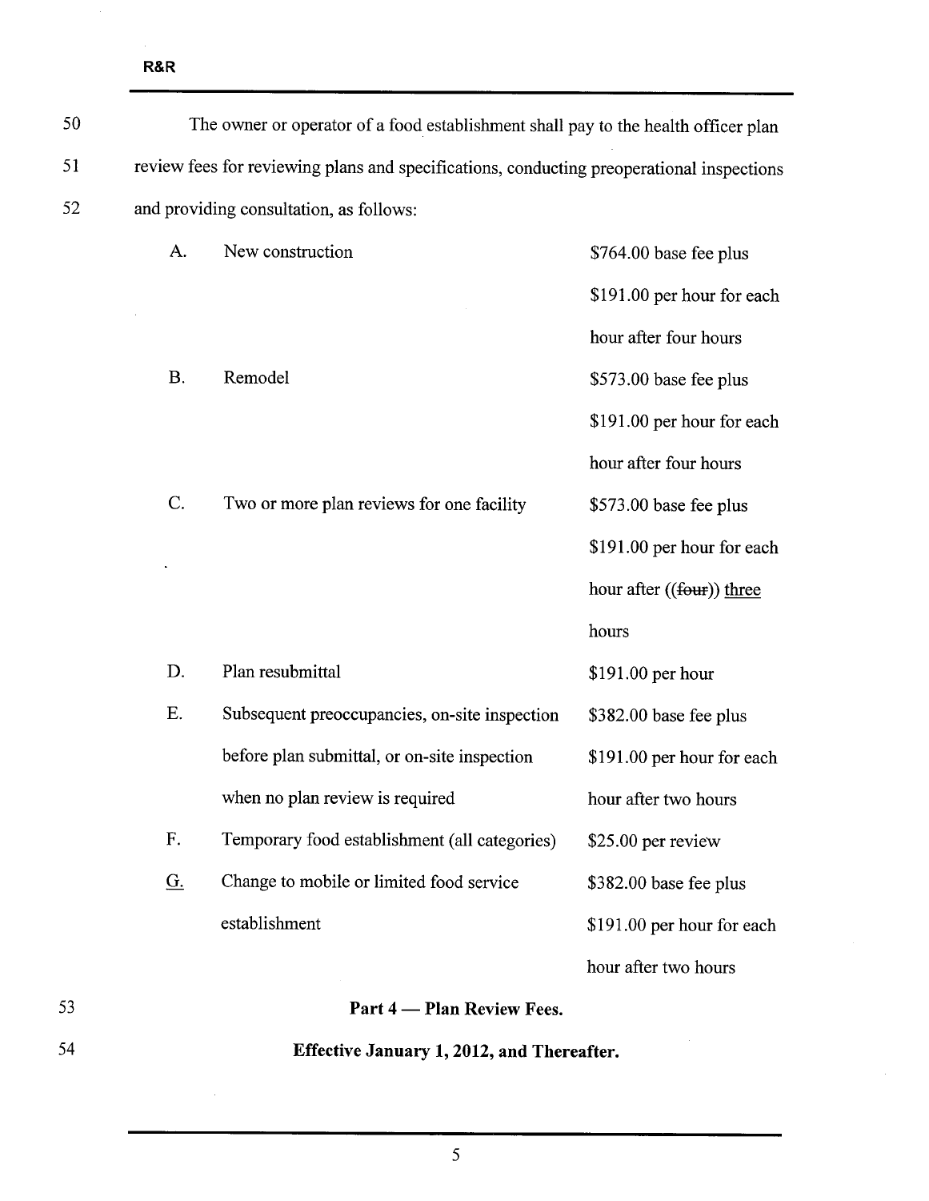50 The owner or operator of a food establishment shall pay to the health officer plan

51 review fees for reviewing plans and specifications, conducting preoperational inspections

52 and providing consultation, as follows:

| | | |
|---|---|---|
| A. | New construction | $764.00 base fee plus $191.00 per hour for each hour after four hours |
| B. | Remodel | $573.00 base fee plus $191.00 per hour for each hour after four hours |
| C. | Two or more plan reviews for one facility | $573.00 base fee plus $191.00 per hour for each hour after ((~~four~~)) <u>three</u> hours |
| D. | Plan resubmittal | $191.00 per hour |
| E. | Subsequent preoccupancies, on-site inspection before plan submittal, or on-site inspection when no plan review is required | $382.00 base fee plus $191.00 per hour for each hour after two hours |
| F. | Temporary food establishment (all categories) | $25.00 per review |
| <u>G.</u> | Change to mobile or limited food service establishment | $382.00 base fee plus $191.00 per hour for each hour after two hours |

53 **Part 4 — Plan Review Fees.**

54 **Effective January 1, 2012, and Thereafter.**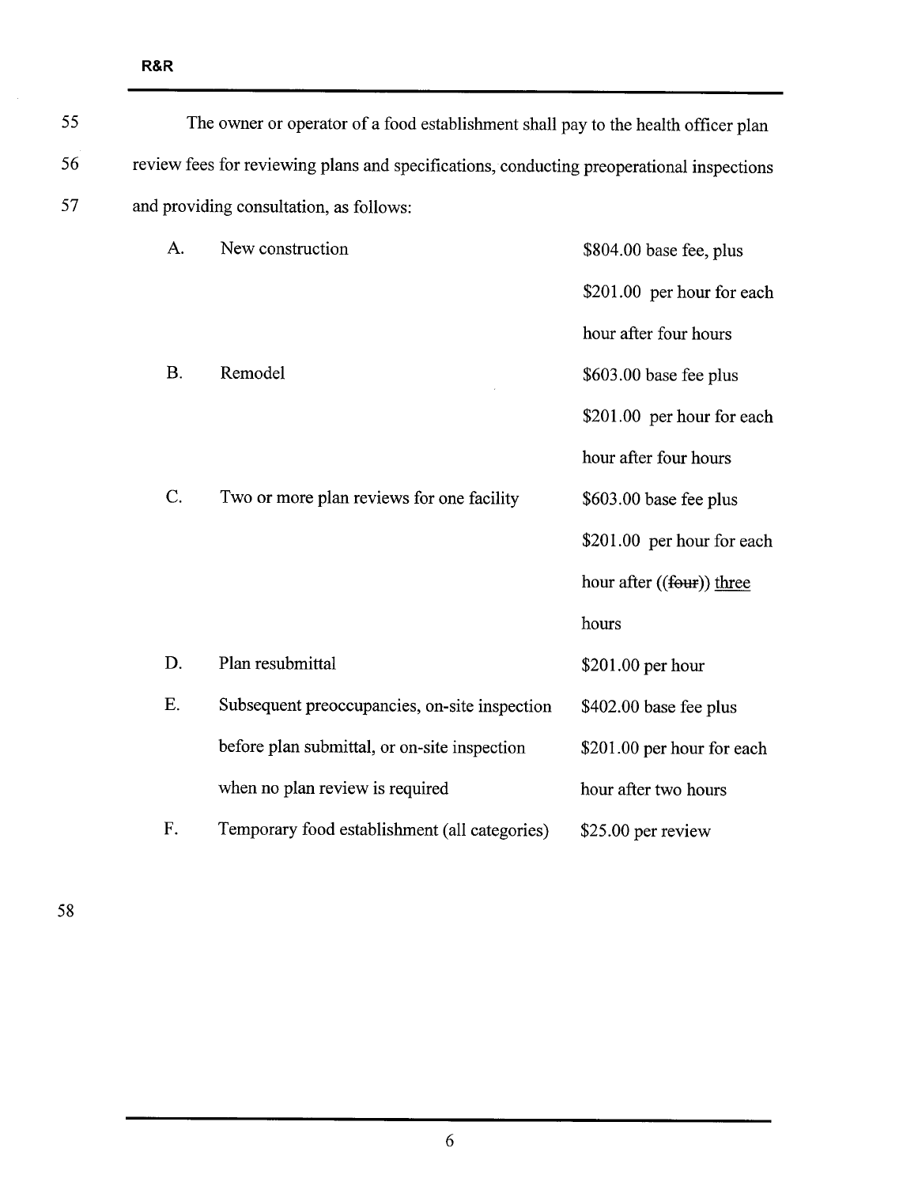The owner or operator of a food establishment shall pay to the health officer plan review fees for reviewing plans and specifications, conducting preoperational inspections and providing consultation, as follows:

| | | |
|---|---|---|
| A. | New construction | $804.00 base fee, plus $201.00 per hour for each hour after four hours |
| B. | Remodel | $603.00 base fee plus $201.00 per hour for each hour after four hours |
| C. | Two or more plan reviews for one facility | $603.00 base fee plus $201.00 per hour for each hour after ((~~four~~)) <u>three</u> hours |
| D. | Plan resubmittal | $201.00 per hour |
| E. | Subsequent preoccupancies, on-site inspection before plan submittal, or on-site inspection when no plan review is required | $402.00 base fee plus $201.00 per hour for each hour after two hours |
| F. | Temporary food establishment (all categories) | $25.00 per review |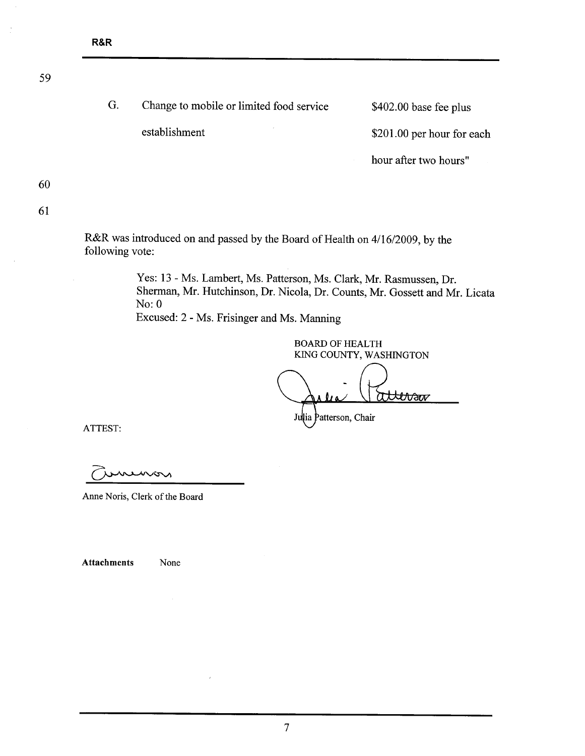59

G. Change to mobile or limited food service establishment — $402.00 base fee plus $201.00 per hour for each hour after two hours"

60

61

R&R was introduced on and passed by the Board of Health on 4/16/2009, by the following vote:

> Yes: 13 - Ms. Lambert, Ms. Patterson, Ms. Clark, Mr. Rasmussen, Dr. Sherman, Mr. Hutchinson, Dr. Nicola, Dr. Counts, Mr. Gossett and Mr. Licata
> No: 0
> Excused: 2 - Ms. Frisinger and Ms. Manning

BOARD OF HEALTH
KING COUNTY, WASHINGTON

Julia Patterson, Chair

ATTEST:

Anne Noris, Clerk of the Board

**Attachments** None